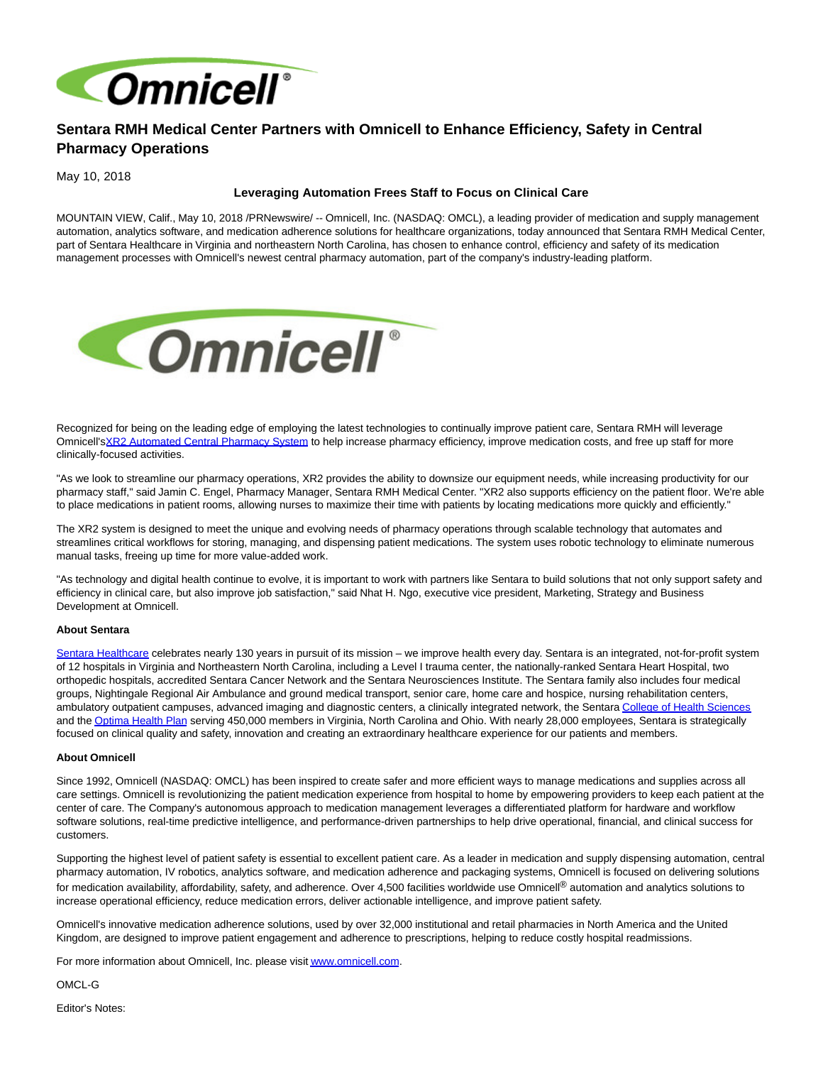# Sentara RMH Medical Center Partners with Omnicell to Enhance Efficiency, Safety in Central Pharmacy Operations

May 10, 2018

**Leveraging Automation Frees Staff to Focus on Clinical Care**

MOUNTAIN VIEW, Calif., May 10, 2018 /PRNewswire/ -- Omnicell, Inc. (NASDAQ: OMCL), a leading provider of medication and supply management automation, analytics software, and medication adherence solutions for healthcare organizations, today announced that Sentara RMH Medical Center, part of Sentara Healthcare in Virginia and northeastern North Carolina, has chosen to enhance control, efficiency and safety of its medication management processes with Omnicell's newest central pharmacy automation, part of the company's industry-leading platform.

Recognized for being on the leading edge of employing the latest technologies to continually improve patient care, Sentara RMH will leverage Omnicell's XR2 Automated Central Pharmacy System to help increase pharmacy efficiency, improve medication costs, and free up staff for more clinically-focused activities.

"As we look to streamline our pharmacy operations, XR2 provides the ability to downsize our equipment needs, while increasing productivity for our pharmacy staff," said Jamin C. Engel, Pharmacy Manager, Sentara RMH Medical Center. "XR2 also supports efficiency on the patient floor. We're able to place medications in patient rooms, allowing nurses to maximize their time with patients by locating medications more quickly and efficiently."

The XR2 system is designed to meet the unique and evolving needs of pharmacy operations through scalable technology that automates and streamlines critical workflows for storing, managing, and dispensing patient medications. The system uses robotic technology to eliminate numerous manual tasks, freeing up time for more value-added work.

"As technology and digital health continue to evolve, it is important to work with partners like Sentara to build solutions that not only support safety and efficiency in clinical care, but also improve job satisfaction," said Nhat H. Ngo, executive vice president, Marketing, Strategy and Business Development at Omnicell.

**About Sentara**

Sentara Healthcare celebrates nearly 130 years in pursuit of its mission – we improve health every day. Sentara is an integrated, not-for-profit system of 12 hospitals in Virginia and Northeastern North Carolina, including a Level I trauma center, the nationally-ranked Sentara Heart Hospital, two orthopedic hospitals, accredited Sentara Cancer Network and the Sentara Neurosciences Institute. The Sentara family also includes four medical groups, Nightingale Regional Air Ambulance and ground medical transport, senior care, home care and hospice, nursing rehabilitation centers, ambulatory outpatient campuses, advanced imaging and diagnostic centers, a clinically integrated network, the Sentara College of Health Sciences and the Optima Health Plan serving 450,000 members in Virginia, North Carolina and Ohio. With nearly 28,000 employees, Sentara is strategically focused on clinical quality and safety, innovation and creating an extraordinary healthcare experience for our patients and members.

**About Omnicell**

Since 1992, Omnicell (NASDAQ: OMCL) has been inspired to create safer and more efficient ways to manage medications and supplies across all care settings. Omnicell is revolutionizing the patient medication experience from hospital to home by empowering providers to keep each patient at the center of care. The Company's autonomous approach to medication management leverages a differentiated platform for hardware and workflow software solutions, real-time predictive intelligence, and performance-driven partnerships to help drive operational, financial, and clinical success for customers.

Supporting the highest level of patient safety is essential to excellent patient care. As a leader in medication and supply dispensing automation, central pharmacy automation, IV robotics, analytics software, and medication adherence and packaging systems, Omnicell is focused on delivering solutions for medication availability, affordability, safety, and adherence. Over 4,500 facilities worldwide use Omnicell® automation and analytics solutions to increase operational efficiency, reduce medication errors, deliver actionable intelligence, and improve patient safety.

Omnicell's innovative medication adherence solutions, used by over 32,000 institutional and retail pharmacies in North America and the United Kingdom, are designed to improve patient engagement and adherence to prescriptions, helping to reduce costly hospital readmissions.

For more information about Omnicell, Inc. please visit www.omnicell.com.

OMCL-G

Editor's Notes: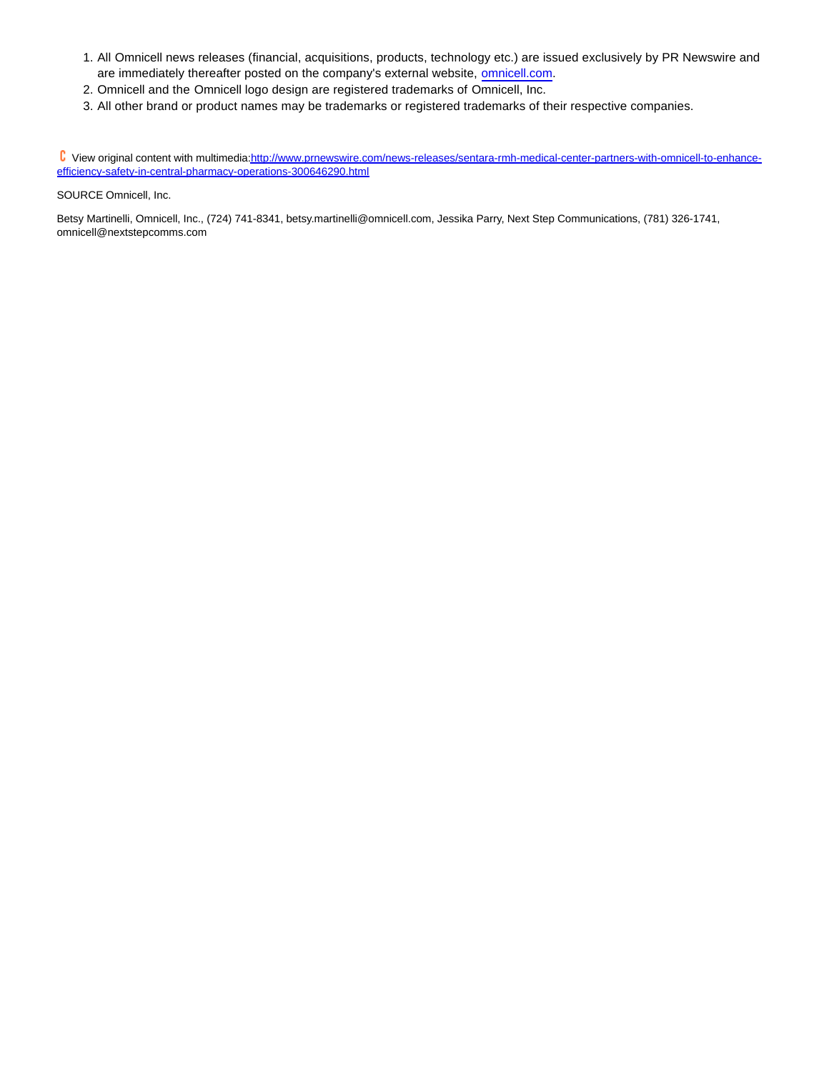1. All Omnicell news releases (financial, acquisitions, products, technology etc.) are issued exclusively by PR Newswire and are immediately thereafter posted on the company's external website, [omnicell.com](omnicell.com).
2. Omnicell and the Omnicell logo design are registered trademarks of Omnicell, Inc.
3. All other brand or product names may be trademarks or registered trademarks of their respective companies.

View original content with multimedia:[http://www.prnewswire.com/news-releases/sentara-rmh-medical-center-partners-with-omnicell-to-enhance-efficiency-safety-in-central-pharmacy-operations-300646290.html](http://www.prnewswire.com/news-releases/sentara-rmh-medical-center-partners-with-omnicell-to-enhance-efficiency-safety-in-central-pharmacy-operations-300646290.html)

SOURCE Omnicell, Inc.

Betsy Martinelli, Omnicell, Inc., (724) 741-8341, betsy.martinelli@omnicell.com, Jessika Parry, Next Step Communications, (781) 326-1741, omnicell@nextstepcomms.com